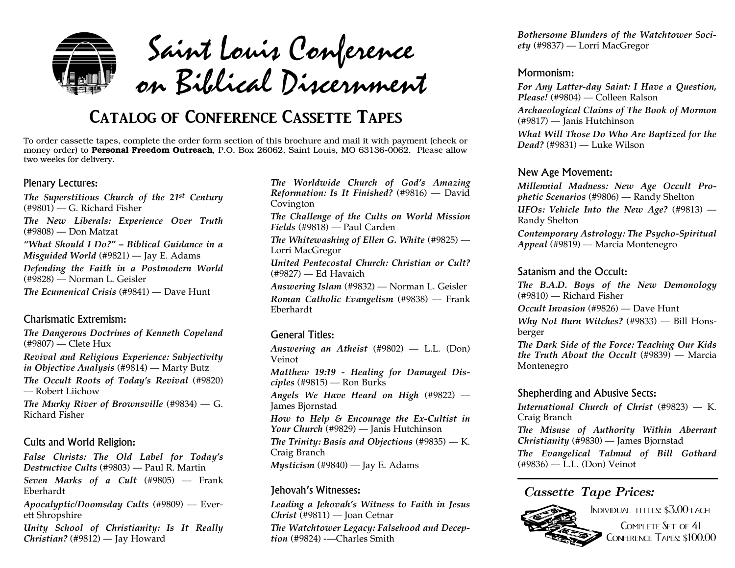# Saint Louis Conference on Biblical Discernment

## Catalog of Conference Cassette Tapes

To order cassette tapes, complete the order form section of this brochure and mail it with payment (check or money order) to **Personal Freedom Outreach**, P.O. Box 26062, Saint Louis, MO 63136-0062. Please allow two weeks for delivery.

### Plenary Lectures:

***The Superstitious Church of the 21st Century*** (#9801) — G. Richard Fisher

***The New Liberals: Experience Over Truth*** (#9808) — Don Matzat

***"What Should I Do?" – Biblical Guidance in a Misguided World*** (#9821) — Jay E. Adams

***Defending the Faith in a Postmodern World*** (#9828) — Norman L. Geisler

***The Ecumenical Crisis*** (#9841) — Dave Hunt

### Charismatic Extremism:

***The Dangerous Doctrines of Kenneth Copeland*** (#9807) — Clete Hux

***Revival and Religious Experience: Subjectivity in Objective Analysis*** (#9814) — Marty Butz

***The Occult Roots of Today's Revival*** (#9820) — Robert Liichow

***The Murky River of Brownsville*** (#9834) — G. Richard Fisher

### Cults and World Religion:

***False Christs: The Old Label for Today's Destructive Cults*** (#9803) — Paul R. Martin

***Seven Marks of a Cult*** (#9805) — Frank Eberhardt

***Apocalyptic/Doomsday Cults*** (#9809) — Everett Shropshire

***Unity School of Christianity: Is It Really Christian?*** (#9812) — Jay Howard

***The Worldwide Church of God's Amazing Reformation: Is It Finished?*** (#9816) — David Covington

***The Challenge of the Cults on World Mission Fields*** (#9818) — Paul Carden

***The Whitewashing of Ellen G. White*** (#9825) — Lorri MacGregor

***United Pentecostal Church: Christian or Cult?*** (#9827) — Ed Havaich

***Answering Islam*** (#9832) — Norman L. Geisler

***Roman Catholic Evangelism*** (#9838) — Frank Eberhardt

### General Titles:

***Answering an Atheist*** (#9802) — L.L. (Don) Veinot

***Matthew 19:19 - Healing for Damaged Disciples*** (#9815) — Ron Burks

***Angels We Have Heard on High*** (#9822) — James Bjornstad

***How to Help & Encourage the Ex-Cultist in Your Church*** (#9829) — Janis Hutchinson

***The Trinity: Basis and Objections*** (#9835) — K. Craig Branch

***Mysticism*** (#9840) — Jay E. Adams

### Jehovah's Witnesses:

***Leading a Jehovah's Witness to Faith in Jesus Christ*** (#9811) — Joan Cetnar

***The Watchtower Legacy: Falsehood and Deception*** (#9824) -—Charles Smith

***Bothersome Blunders of the Watchtower Society*** (#9837) — Lorri MacGregor

### Mormonism:

***For Any Latter-day Saint: I Have a Question, Please!*** (#9804) — Colleen Ralson

***Archaeological Claims of The Book of Mormon*** (#9817) — Janis Hutchinson

***What Will Those Do Who Are Baptized for the Dead?*** (#9831) — Luke Wilson

### New Age Movement:

***Millennial Madness: New Age Occult Prophetic Scenarios*** (#9806) — Randy Shelton

***UFOs: Vehicle Into the New Age?*** (#9813) — Randy Shelton

***Contemporary Astrology: The Psycho-Spiritual Appeal*** (#9819) — Marcia Montenegro

### Satanism and the Occult:

***The B.A.D. Boys of the New Demonology*** (#9810) — Richard Fisher

***Occult Invasion*** (#9826) — Dave Hunt

***Why Not Burn Witches?*** (#9833) — Bill Honsberger

***The Dark Side of the Force: Teaching Our Kids the Truth About the Occult*** (#9839) — Marcia Montenegro

### Shepherding and Abusive Sects:

***International Church of Christ*** (#9823) — K. Craig Branch

***The Misuse of Authority Within Aberrant Christianity*** (#9830) — James Bjornstad

***The Evangelical Talmud of Bill Gothard*** (#9836) — L.L. (Don) Veinot

### *Cassette Tape Prices:*

Individual titles: $3.00 each

Complete Set of 41 Conference Tapes: $100.00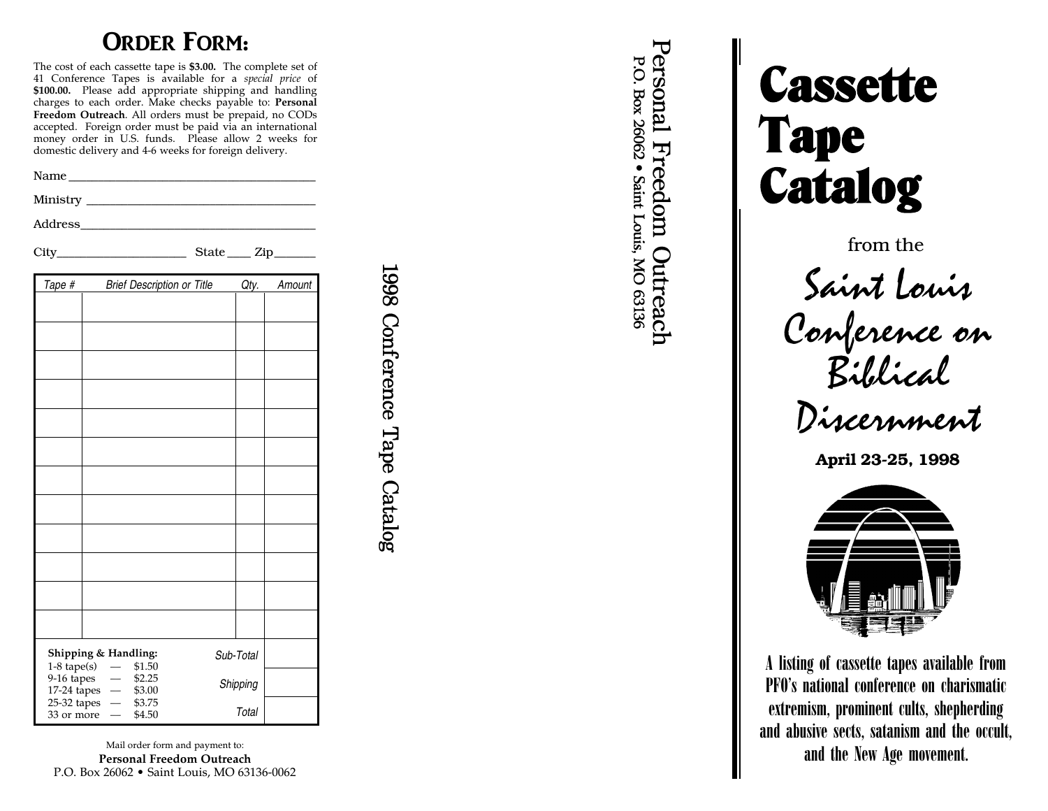# Order Form:

The cost of each cassette tape is **$3.00.** The complete set of 41 Conference Tapes is available for a *special price* of **$100.00.** Please add appropriate shipping and handling charges to each order. Make checks payable to: **Personal Freedom Outreach**. All orders must be prepaid, no CODs accepted. Foreign order must be paid via an international money order in U.S. funds. Please allow 2 weeks for domestic delivery and 4-6 weeks for foreign delivery.

Name ________________________________________

Ministry ______________________________________

Address_______________________________________

City_____________________ State ____ Zip_______

| *Tape #* | *Brief Description or Title* | *Qty.* | *Amount* |
|---|---|---|---|
| | | | |
| | | | |
| | | | |
| | | | |
| | | | |
| | | | |
| | | | |
| | | | |
| | | | |
| | | | |
| | | | |
| | | | |

| **Shipping & Handling:** | | | |
|---|---|---|---|
| 1-8 tape(s) — $1.50 | | *Sub-Total* | |
| 9-16 tapes — $2.25 | | | |
| 17-24 tapes — $3.00 | | *Shipping* | |
| 25-32 tapes — $3.75 | | | |
| 33 or more — $4.50 | | *Total* | |

Mail order form and payment to:
**Personal Freedom Outreach**
P.O. Box 26062 • Saint Louis, MO 63136-0062

1998 Conference Tape Catalog

Personal Freedom Outreach
P.O. Box 26062 • Saint Louis, MO 63136

# Cassette Tape Catalog

from the

## Saint Louis Conference on Biblical Discernment

**April 23-25, 1998**

**A listing of cassette tapes available from PFO's national conference on charismatic extremism, prominent cults, shepherding and abusive sects, satanism and the occult, and the New Age movement.**